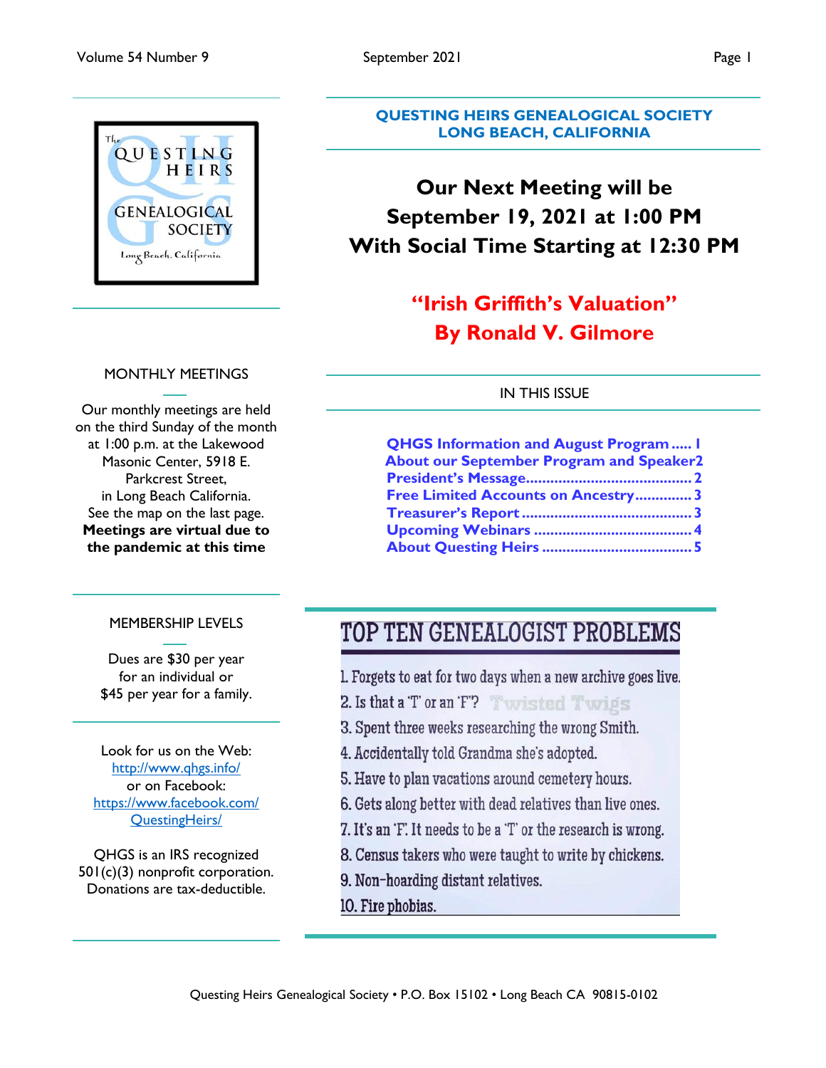# QUESTING HEIRS GENEALOGICAL SOCIETY
## LONG BEACH, CALIFORNIA

## Our Next Meeting will be September 19, 2021 at 1:00 PM With Social Time Starting at 12:30 PM

## "Irish Griffith's Valuation" By Ronald V. Gilmore

### IN THIS ISSUE

- QHGS Information and August Program ..... 1
- About our September Program and Speaker 2
- President's Message ..... 2
- Free Limited Accounts on Ancestry ..... 3
- Treasurer's Report ..... 3
- Upcoming Webinars ..... 4
- About Questing Heirs ..... 5

### MONTHLY MEETINGS

Our monthly meetings are held on the third Sunday of the month at 1:00 p.m. at the Lakewood Masonic Center, 5918 E. Parkcrest Street, in Long Beach California. See the map on the last page. **Meetings are virtual due to the pandemic at this time**

### MEMBERSHIP LEVELS

Dues are $30 per year for an individual or $45 per year for a family.

Look for us on the Web: http://www.qhgs.info/ or on Facebook: https://www.facebook.com/QuestingHeirs/

QHGS is an IRS recognized 501(c)(3) nonprofit corporation. Donations are tax-deductible.

## TOP TEN GENEALOGIST PROBLEMS

1. Forgets to eat for two days when a new archive goes live.
2. Is that a 'T' or an 'F'? Twisted Twigs
3. Spent three weeks researching the wrong Smith.
4. Accidentally told Grandma she's adopted.
5. Have to plan vacations around cemetery hours.
6. Gets along better with dead relatives than live ones.
7. It's an 'F'. It needs to be a 'T' or the research is wrong.
8. Census takers who were taught to write by chickens.
9. Non-hoarding distant relatives.
10. Fire phobias.

Questing Heirs Genealogical Society • P.O. Box 15102 • Long Beach CA 90815-0102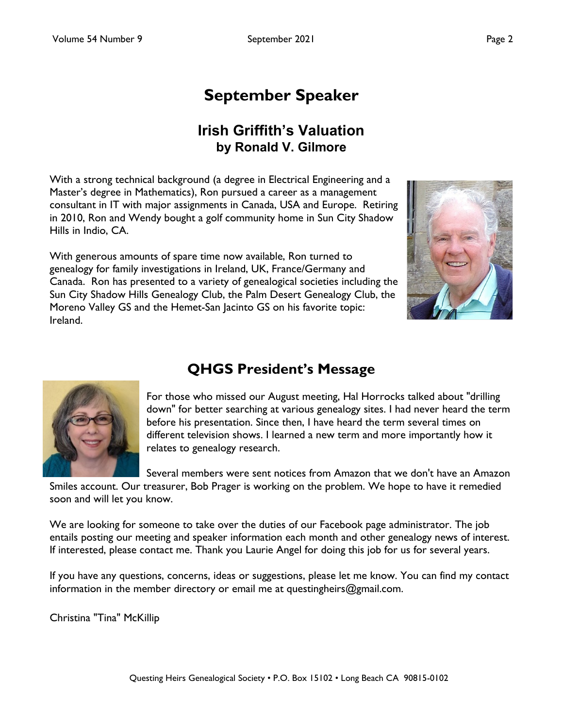# September Speaker

## Irish Griffith's Valuation
### by Ronald V. Gilmore

With a strong technical background (a degree in Electrical Engineering and a Master's degree in Mathematics), Ron pursued a career as a management consultant in IT with major assignments in Canada, USA and Europe. Retiring in 2010, Ron and Wendy bought a golf community home in Sun City Shadow Hills in Indio, CA.

With generous amounts of spare time now available, Ron turned to genealogy for family investigations in Ireland, UK, France/Germany and Canada. Ron has presented to a variety of genealogical societies including the Sun City Shadow Hills Genealogy Club, the Palm Desert Genealogy Club, the Moreno Valley GS and the Hemet-San Jacinto GS on his favorite topic: Ireland.

# QHGS President's Message

For those who missed our August meeting, Hal Horrocks talked about "drilling down" for better searching at various genealogy sites. I had never heard the term before his presentation. Since then, I have heard the term several times on different television shows. I learned a new term and more importantly how it relates to genealogy research.

Several members were sent notices from Amazon that we don't have an Amazon Smiles account. Our treasurer, Bob Prager is working on the problem. We hope to have it remedied soon and will let you know.

We are looking for someone to take over the duties of our Facebook page administrator. The job entails posting our meeting and speaker information each month and other genealogy news of interest. If interested, please contact me. Thank you Laurie Angel for doing this job for us for several years.

If you have any questions, concerns, ideas or suggestions, please let me know. You can find my contact information in the member directory or email me at questingheirs@gmail.com.

Christina "Tina" McKillip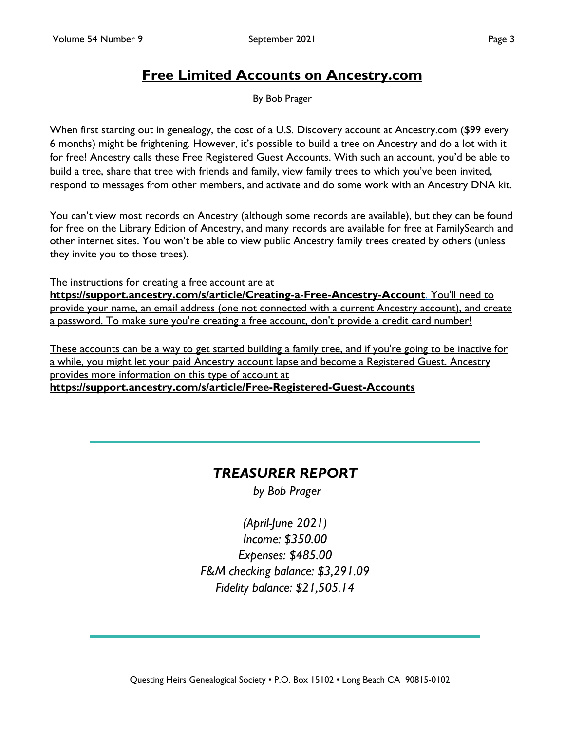# Free Limited Accounts on Ancestry.com

By Bob Prager

When first starting out in genealogy, the cost of a U.S. Discovery account at Ancestry.com ($99 every 6 months) might be frightening. However, it's possible to build a tree on Ancestry and do a lot with it for free! Ancestry calls these Free Registered Guest Accounts. With such an account, you'd be able to build a tree, share that tree with friends and family, view family trees to which you've been invited, respond to messages from other members, and activate and do some work with an Ancestry DNA kit.

You can't view most records on Ancestry (although some records are available), but they can be found for free on the Library Edition of Ancestry, and many records are available for free at FamilySearch and other internet sites. You won't be able to view public Ancestry family trees created by others (unless they invite you to those trees).

The instructions for creating a free account are at **https://support.ancestry.com/s/article/Creating-a-Free-Ancestry-Account**. You'll need to provide your name, an email address (one not connected with a current Ancestry account), and create a password. To make sure you're creating a free account, don't provide a credit card number!

These accounts can be a way to get started building a family tree, and if you're going to be inactive for a while, you might let your paid Ancestry account lapse and become a Registered Guest. Ancestry provides more information on this type of account at **https://support.ancestry.com/s/article/Free-Registered-Guest-Accounts**

---

## *TREASURER REPORT*

*by Bob Prager*

*(April-June 2021)*
*Income: $350.00*
*Expenses: $485.00*
*F&M checking balance: $3,291.09*
*Fidelity balance: $21,505.14*

---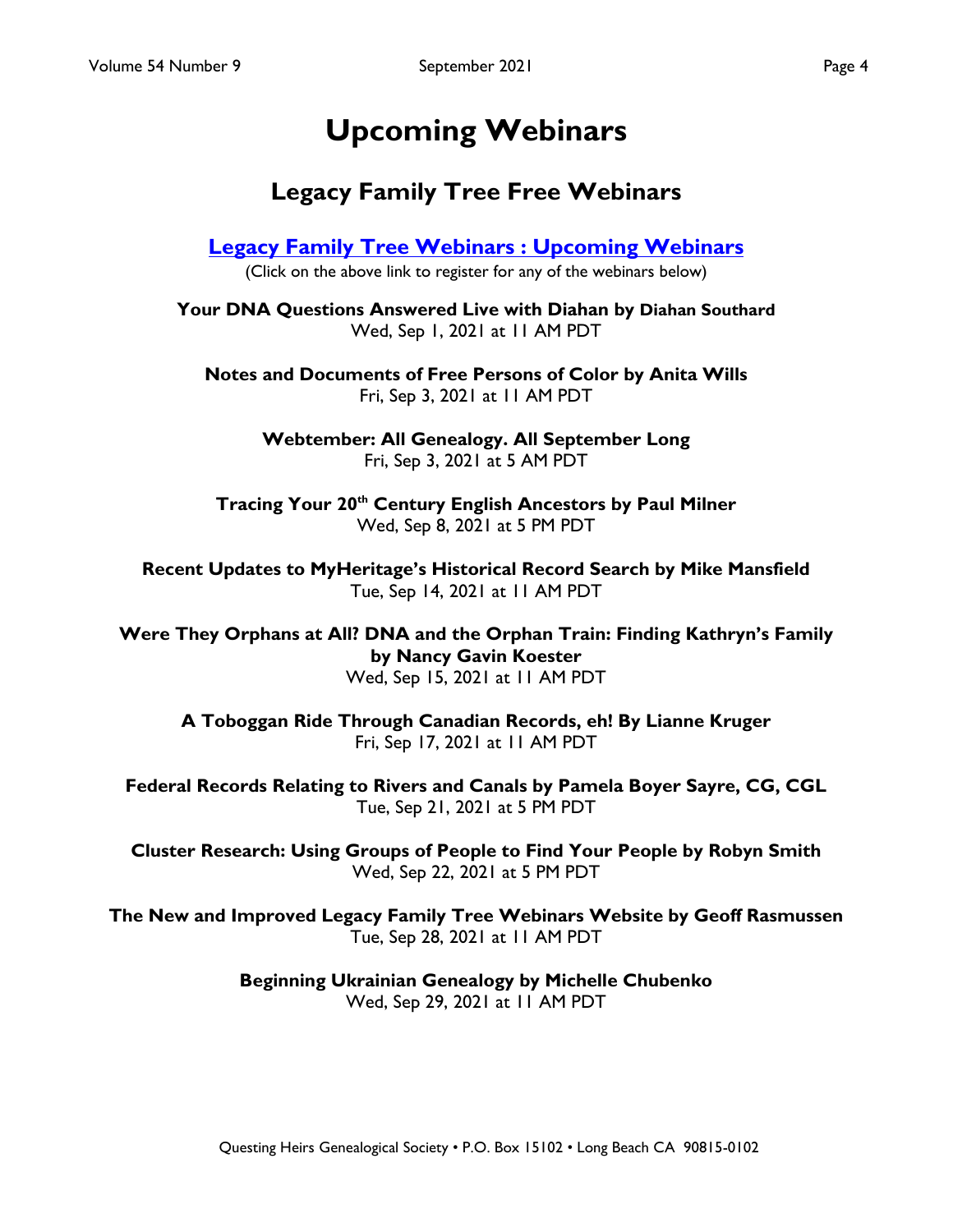# Upcoming Webinars

## Legacy Family Tree Free Webinars

**Legacy Family Tree Webinars : Upcoming Webinars**

(Click on the above link to register for any of the webinars below)

**Your DNA Questions Answered Live with Diahan by Diahan Southard**
Wed, Sep 1, 2021 at 11 AM PDT

**Notes and Documents of Free Persons of Color by Anita Wills**
Fri, Sep 3, 2021 at 11 AM PDT

**Webtember: All Genealogy. All September Long**
Fri, Sep 3, 2021 at 5 AM PDT

**Tracing Your 20th Century English Ancestors by Paul Milner**
Wed, Sep 8, 2021 at 5 PM PDT

**Recent Updates to MyHeritage's Historical Record Search by Mike Mansfield**
Tue, Sep 14, 2021 at 11 AM PDT

**Were They Orphans at All? DNA and the Orphan Train: Finding Kathryn's Family by Nancy Gavin Koester**
Wed, Sep 15, 2021 at 11 AM PDT

**A Toboggan Ride Through Canadian Records, eh! By Lianne Kruger**
Fri, Sep 17, 2021 at 11 AM PDT

**Federal Records Relating to Rivers and Canals by Pamela Boyer Sayre, CG, CGL**
Tue, Sep 21, 2021 at 5 PM PDT

**Cluster Research: Using Groups of People to Find Your People by Robyn Smith**
Wed, Sep 22, 2021 at 5 PM PDT

**The New and Improved Legacy Family Tree Webinars Website by Geoff Rasmussen**
Tue, Sep 28, 2021 at 11 AM PDT

**Beginning Ukrainian Genealogy by Michelle Chubenko**
Wed, Sep 29, 2021 at 11 AM PDT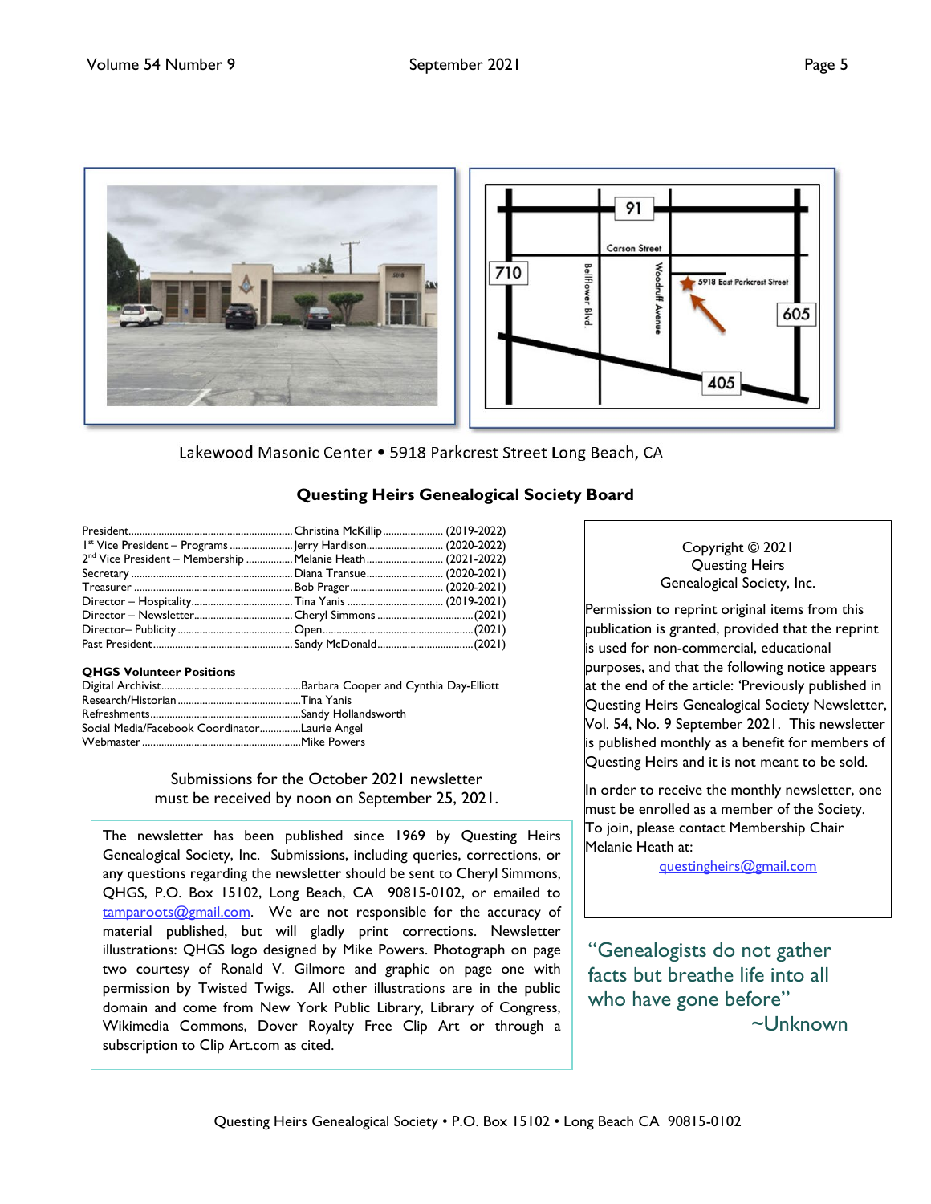Lakewood Masonic Center • 5918 Parkcrest Street Long Beach, CA

## Questing Heirs Genealogical Society Board

| | | |
|---|---|---|
| President | Christina McKillip | (2019-2022) |
| 1st Vice President – Programs | Jerry Hardison | (2020-2022) |
| 2nd Vice President – Membership | Melanie Heath | (2021-2022) |
| Secretary | Diana Transue | (2020-2021) |
| Treasurer | Bob Prager | (2020-2021) |
| Director – Hospitality | Tina Yanis | (2019-2021) |
| Director – Newsletter | Cheryl Simmons | (2021) |
| Director– Publicity | Open | (2021) |
| Past President | Sandy McDonald | (2021) |

**QHGS Volunteer Positions**

| | |
|---|---|
| Digital Archivist | Barbara Cooper and Cynthia Day-Elliott |
| Research/Historian | Tina Yanis |
| Refreshments | Sandy Hollandsworth |
| Social Media/Facebook Coordinator | Laurie Angel |
| Webmaster | Mike Powers |

Submissions for the October 2021 newsletter must be received by noon on September 25, 2021.

The newsletter has been published since 1969 by Questing Heirs Genealogical Society, Inc. Submissions, including queries, corrections, or any questions regarding the newsletter should be sent to Cheryl Simmons, QHGS, P.O. Box 15102, Long Beach, CA 90815-0102, or emailed to tamparoots@gmail.com. We are not responsible for the accuracy of material published, but will gladly print corrections. Newsletter illustrations: QHGS logo designed by Mike Powers. Photograph on page two courtesy of Ronald V. Gilmore and graphic on page one with permission by Twisted Twigs. All other illustrations are in the public domain and come from New York Public Library, Library of Congress, Wikimedia Commons, Dover Royalty Free Clip Art or through a subscription to Clip Art.com as cited.

Copyright © 2021
Questing Heirs
Genealogical Society, Inc.

Permission to reprint original items from this publication is granted, provided that the reprint is used for non-commercial, educational purposes, and that the following notice appears at the end of the article: 'Previously published in Questing Heirs Genealogical Society Newsletter, Vol. 54, No. 9 September 2021. This newsletter is published monthly as a benefit for members of Questing Heirs and it is not meant to be sold.

In order to receive the monthly newsletter, one must be enrolled as a member of the Society. To join, please contact Membership Chair Melanie Heath at:

questingheirs@gmail.com

"Genealogists do not gather facts but breathe life into all who have gone before"
~Unknown

Questing Heirs Genealogical Society • P.O. Box 15102 • Long Beach CA 90815-0102